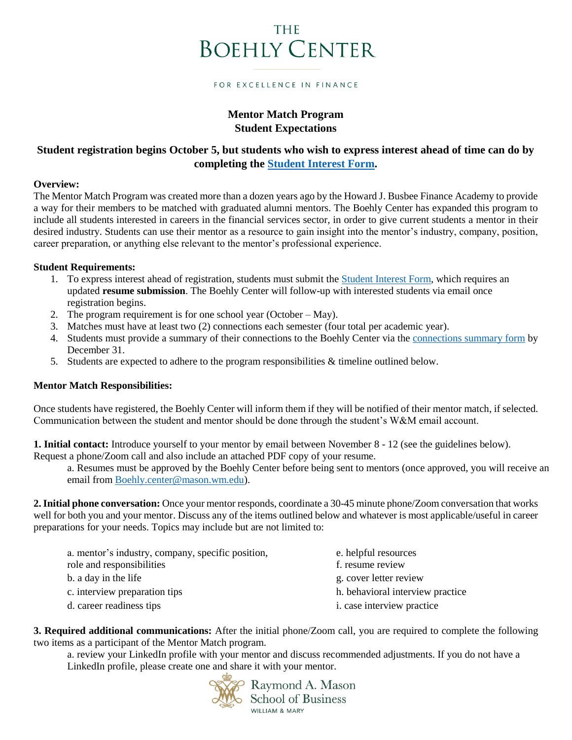# THE BOEHLY CENTER

FOR EXCELLENCE IN FINANCE

## Mentor Match Program
## Student Expectations

**Student registration begins October 5, but students who wish to express interest ahead of time can do by completing the [Student Interest Form](#).**

**Overview:**
The Mentor Match Program was created more than a dozen years ago by the Howard J. Busbee Finance Academy to provide a way for their members to be matched with graduated alumni mentors. The Boehly Center has expanded this program to include all students interested in careers in the financial services sector, in order to give current students a mentor in their desired industry. Students can use their mentor as a resource to gain insight into the mentor's industry, company, position, career preparation, or anything else relevant to the mentor's professional experience.

**Student Requirements:**

1. To express interest ahead of registration, students must submit the Student Interest Form, which requires an updated **resume submission**. The Boehly Center will follow-up with interested students via email once registration begins.
2. The program requirement is for one school year (October – May).
3. Matches must have at least two (2) connections each semester (four total per academic year).
4. Students must provide a summary of their connections to the Boehly Center via the connections summary form by December 31.
5. Students are expected to adhere to the program responsibilities & timeline outlined below.

**Mentor Match Responsibilities:**

Once students have registered, the Boehly Center will inform them if they will be notified of their mentor match, if selected. Communication between the student and mentor should be done through the student's W&M email account.

**1. Initial contact:** Introduce yourself to your mentor by email between November 8 - 12 (see the guidelines below). Request a phone/Zoom call and also include an attached PDF copy of your resume.

a. Resumes must be approved by the Boehly Center before being sent to mentors (once approved, you will receive an email from Boehly.center@mason.wm.edu).

**2. Initial phone conversation:** Once your mentor responds, coordinate a 30-45 minute phone/Zoom conversation that works well for both you and your mentor. Discuss any of the items outlined below and whatever is most applicable/useful in career preparations for your needs. Topics may include but are not limited to:

a. mentor's industry, company, specific position, role and responsibilities
b. a day in the life
c. interview preparation tips
d. career readiness tips
e. helpful resources
f. resume review
g. cover letter review
h. behavioral interview practice
i. case interview practice

**3. Required additional communications:** After the initial phone/Zoom call, you are required to complete the following two items as a participant of the Mentor Match program.

a. review your LinkedIn profile with your mentor and discuss recommended adjustments. If you do not have a LinkedIn profile, please create one and share it with your mentor.

Raymond A. Mason School of Business
WILLIAM & MARY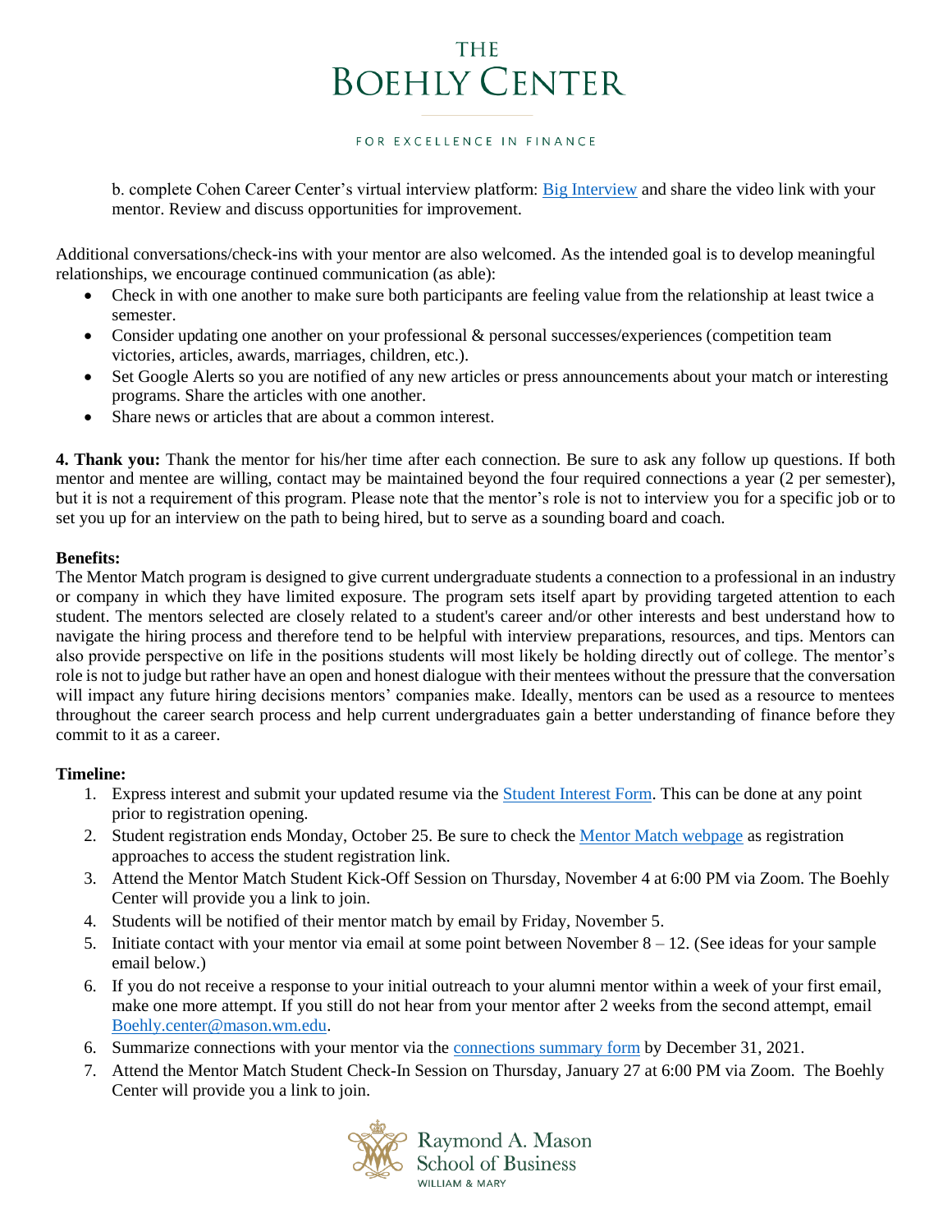b. complete Cohen Career Center's virtual interview platform: Big Interview and share the video link with your mentor. Review and discuss opportunities for improvement.

Additional conversations/check-ins with your mentor are also welcomed. As the intended goal is to develop meaningful relationships, we encourage continued communication (as able):

- Check in with one another to make sure both participants are feeling value from the relationship at least twice a semester.
- Consider updating one another on your professional & personal successes/experiences (competition team victories, articles, awards, marriages, children, etc.).
- Set Google Alerts so you are notified of any new articles or press announcements about your match or interesting programs. Share the articles with one another.
- Share news or articles that are about a common interest.

**4. Thank you:** Thank the mentor for his/her time after each connection. Be sure to ask any follow up questions. If both mentor and mentee are willing, contact may be maintained beyond the four required connections a year (2 per semester), but it is not a requirement of this program. Please note that the mentor's role is not to interview you for a specific job or to set you up for an interview on the path to being hired, but to serve as a sounding board and coach.

**Benefits:**
The Mentor Match program is designed to give current undergraduate students a connection to a professional in an industry or company in which they have limited exposure. The program sets itself apart by providing targeted attention to each student. The mentors selected are closely related to a student's career and/or other interests and best understand how to navigate the hiring process and therefore tend to be helpful with interview preparations, resources, and tips. Mentors can also provide perspective on life in the positions students will most likely be holding directly out of college. The mentor's role is not to judge but rather have an open and honest dialogue with their mentees without the pressure that the conversation will impact any future hiring decisions mentors' companies make. Ideally, mentors can be used as a resource to mentees throughout the career search process and help current undergraduates gain a better understanding of finance before they commit to it as a career.

**Timeline:**

1. Express interest and submit your updated resume via the Student Interest Form. This can be done at any point prior to registration opening.
2. Student registration ends Monday, October 25. Be sure to check the Mentor Match webpage as registration approaches to access the student registration link.
3. Attend the Mentor Match Student Kick-Off Session on Thursday, November 4 at 6:00 PM via Zoom. The Boehly Center will provide you a link to join.
4. Students will be notified of their mentor match by email by Friday, November 5.
5. Initiate contact with your mentor via email at some point between November 8 – 12. (See ideas for your sample email below.)
6. If you do not receive a response to your initial outreach to your alumni mentor within a week of your first email, make one more attempt. If you still do not hear from your mentor after 2 weeks from the second attempt, email Boehly.center@mason.wm.edu.
6. Summarize connections with your mentor via the connections summary form by December 31, 2021.
7. Attend the Mentor Match Student Check-In Session on Thursday, January 27 at 6:00 PM via Zoom. The Boehly Center will provide you a link to join.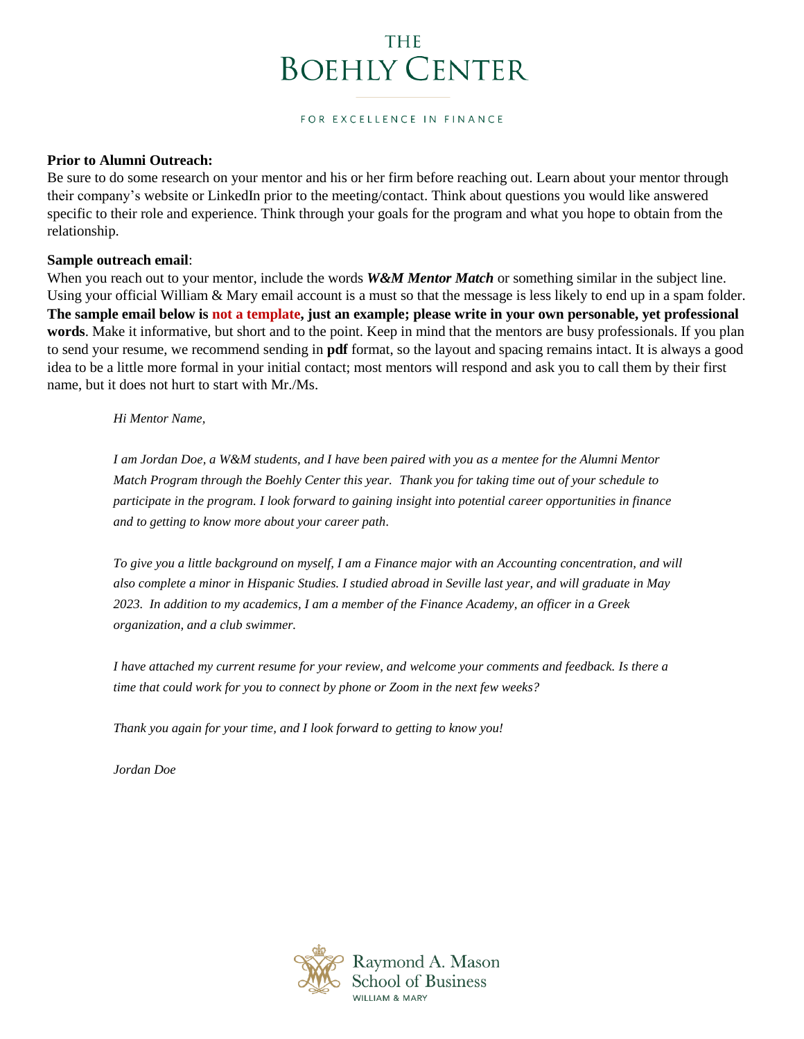**Prior to Alumni Outreach:**
Be sure to do some research on your mentor and his or her firm before reaching out. Learn about your mentor through their company's website or LinkedIn prior to the meeting/contact. Think about questions you would like answered specific to their role and experience. Think through your goals for the program and what you hope to obtain from the relationship.

**Sample outreach email**:
When you reach out to your mentor, include the words ***W&M Mentor Match*** or something similar in the subject line. Using your official William & Mary email account is a must so that the message is less likely to end up in a spam folder. **The sample email below is not a template, just an example; please write in your own personable, yet professional words**. Make it informative, but short and to the point. Keep in mind that the mentors are busy professionals. If you plan to send your resume, we recommend sending in **pdf** format, so the layout and spacing remains intact. It is always a good idea to be a little more formal in your initial contact; most mentors will respond and ask you to call them by their first name, but it does not hurt to start with Mr./Ms.

> *Hi Mentor Name,*
>
> *I am Jordan Doe, a W&M students, and I have been paired with you as a mentee for the Alumni Mentor Match Program through the Boehly Center this year. Thank you for taking time out of your schedule to participate in the program. I look forward to gaining insight into potential career opportunities in finance and to getting to know more about your career path.*
>
> *To give you a little background on myself, I am a Finance major with an Accounting concentration, and will also complete a minor in Hispanic Studies. I studied abroad in Seville last year, and will graduate in May 2023. In addition to my academics, I am a member of the Finance Academy, an officer in a Greek organization, and a club swimmer.*
>
> *I have attached my current resume for your review, and welcome your comments and feedback. Is there a time that could work for you to connect by phone or Zoom in the next few weeks?*
>
> *Thank you again for your time, and I look forward to getting to know you!*
>
> *Jordan Doe*